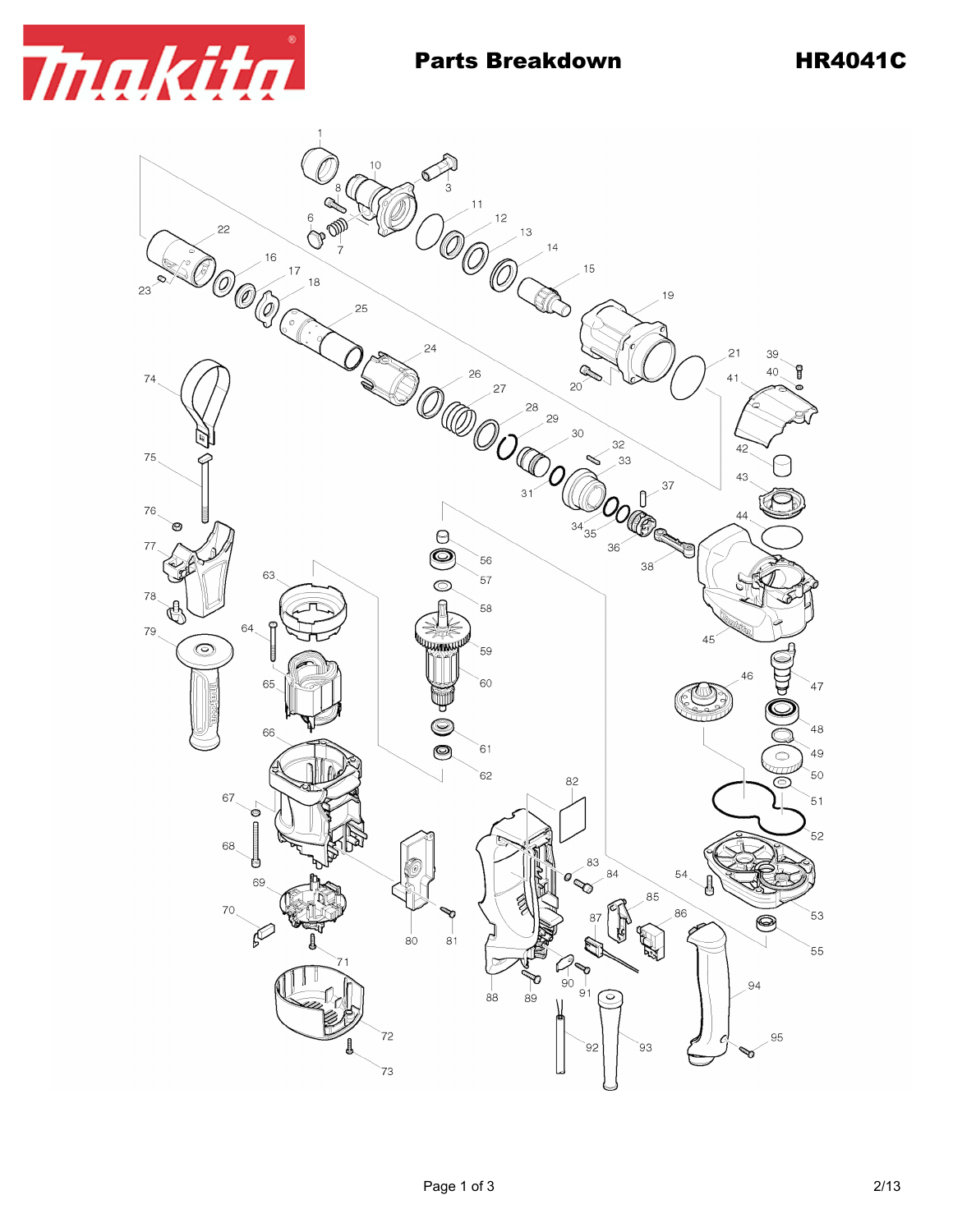# Parts Breakdown

## HR4041C

1 2 3 6 7 8 10 11 12 13 14 15 16 17 18 19 20 21 22 23 24 25 26 27 28 29 30 31 32 33 34 35 36 37 38 39 40 41 42 43 44 45 46 47 48 49 50 51 52 53 54 55 56 57 58 59 60 61 62 63 64 65 66 67 68 69 70 71 72 73 74 75 76 77 78 79 80 81 82 83 84 85 86 87 88 89 90 91 92 93 94 95

2/13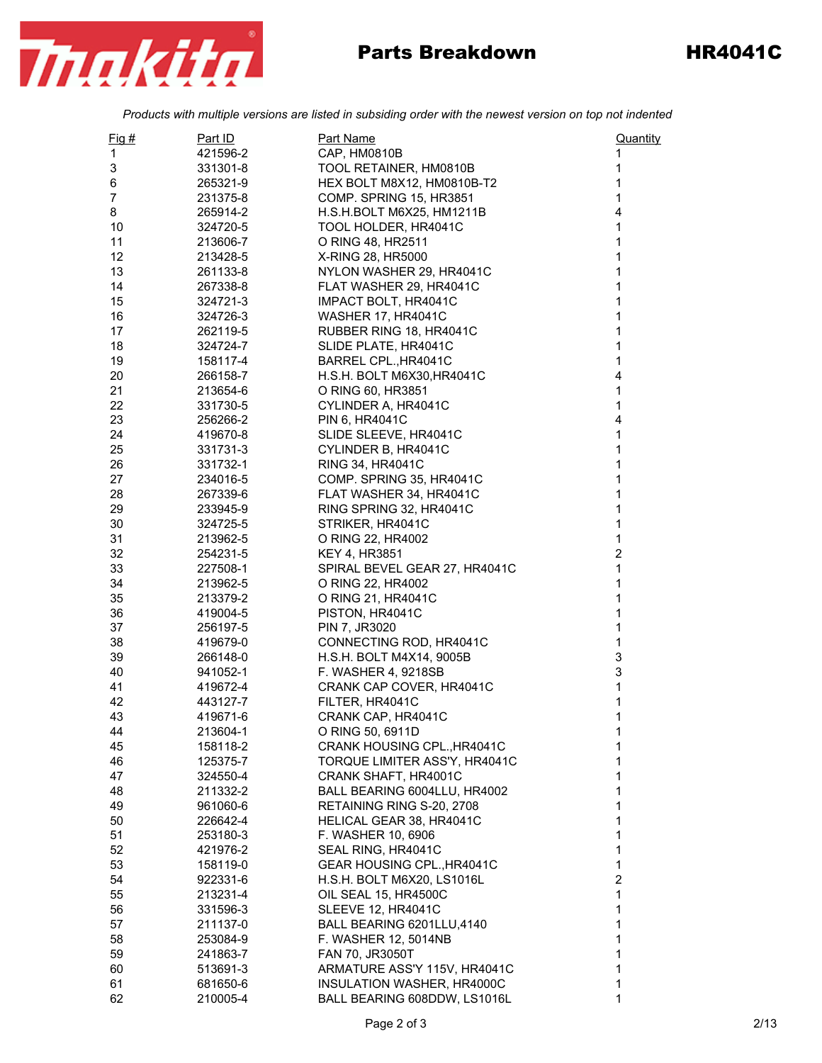# Parts Breakdown HR4041C

*Products with multiple versions are listed in subsiding order with the newest version on top not indented*

| Fig # | Part ID | Part Name | Quantity |
|---|---|---|---|
| 1 | 421596-2 | CAP, HM0810B | 1 |
| 3 | 331301-8 | TOOL RETAINER, HM0810B | 1 |
| 6 | 265321-9 | HEX BOLT M8X12, HM0810B-T2 | 1 |
| 7 | 231375-8 | COMP. SPRING 15, HR3851 | 1 |
| 8 | 265914-2 | H.S.H.BOLT M6X25, HM1211B | 4 |
| 10 | 324720-5 | TOOL HOLDER, HR4041C | 1 |
| 11 | 213606-7 | O RING 48, HR2511 | 1 |
| 12 | 213428-5 | X-RING 28, HR5000 | 1 |
| 13 | 261133-8 | NYLON WASHER 29, HR4041C | 1 |
| 14 | 267338-8 | FLAT WASHER 29, HR4041C | 1 |
| 15 | 324721-3 | IMPACT BOLT, HR4041C | 1 |
| 16 | 324726-3 | WASHER 17, HR4041C | 1 |
| 17 | 262119-5 | RUBBER RING 18, HR4041C | 1 |
| 18 | 324724-7 | SLIDE PLATE, HR4041C | 1 |
| 19 | 158117-4 | BARREL CPL.,HR4041C | 1 |
| 20 | 266158-7 | H.S.H. BOLT M6X30,HR4041C | 4 |
| 21 | 213654-6 | O RING 60, HR3851 | 1 |
| 22 | 331730-5 | CYLINDER A, HR4041C | 1 |
| 23 | 256266-2 | PIN 6, HR4041C | 4 |
| 24 | 419670-8 | SLIDE SLEEVE, HR4041C | 1 |
| 25 | 331731-3 | CYLINDER B, HR4041C | 1 |
| 26 | 331732-1 | RING 34, HR4041C | 1 |
| 27 | 234016-5 | COMP. SPRING 35, HR4041C | 1 |
| 28 | 267339-6 | FLAT WASHER 34, HR4041C | 1 |
| 29 | 233945-9 | RING SPRING 32, HR4041C | 1 |
| 30 | 324725-5 | STRIKER, HR4041C | 1 |
| 31 | 213962-5 | O RING 22, HR4002 | 1 |
| 32 | 254231-5 | KEY 4, HR3851 | 2 |
| 33 | 227508-1 | SPIRAL BEVEL GEAR 27, HR4041C | 1 |
| 34 | 213962-5 | O RING 22, HR4002 | 1 |
| 35 | 213379-2 | O RING 21, HR4041C | 1 |
| 36 | 419004-5 | PISTON, HR4041C | 1 |
| 37 | 256197-5 | PIN 7, JR3020 | 1 |
| 38 | 419679-0 | CONNECTING ROD, HR4041C | 1 |
| 39 | 266148-0 | H.S.H. BOLT M4X14, 9005B | 3 |
| 40 | 941052-1 | F. WASHER 4, 9218SB | 3 |
| 41 | 419672-4 | CRANK CAP COVER, HR4041C | 1 |
| 42 | 443127-7 | FILTER, HR4041C | 1 |
| 43 | 419671-6 | CRANK CAP, HR4041C | 1 |
| 44 | 213604-1 | O RING 50, 6911D | 1 |
| 45 | 158118-2 | CRANK HOUSING CPL.,HR4041C | 1 |
| 46 | 125375-7 | TORQUE LIMITER ASS'Y, HR4041C | 1 |
| 47 | 324550-4 | CRANK SHAFT, HR4001C | 1 |
| 48 | 211332-2 | BALL BEARING 6004LLU, HR4002 | 1 |
| 49 | 961060-6 | RETAINING RING S-20, 2708 | 1 |
| 50 | 226642-4 | HELICAL GEAR 38, HR4041C | 1 |
| 51 | 253180-3 | F. WASHER 10, 6906 | 1 |
| 52 | 421976-2 | SEAL RING, HR4041C | 1 |
| 53 | 158119-0 | GEAR HOUSING CPL.,HR4041C | 1 |
| 54 | 922331-6 | H.S.H. BOLT M6X20, LS1016L | 2 |
| 55 | 213231-4 | OIL SEAL 15, HR4500C | 1 |
| 56 | 331596-3 | SLEEVE 12, HR4041C | 1 |
| 57 | 211137-0 | BALL BEARING 6201LLU,4140 | 1 |
| 58 | 253084-9 | F. WASHER 12, 5014NB | 1 |
| 59 | 241863-7 | FAN 70, JR3050T | 1 |
| 60 | 513691-3 | ARMATURE ASS'Y 115V, HR4041C | 1 |
| 61 | 681650-6 | INSULATION WASHER, HR4000C | 1 |
| 62 | 210005-4 | BALL BEARING 608DDW, LS1016L | 1 |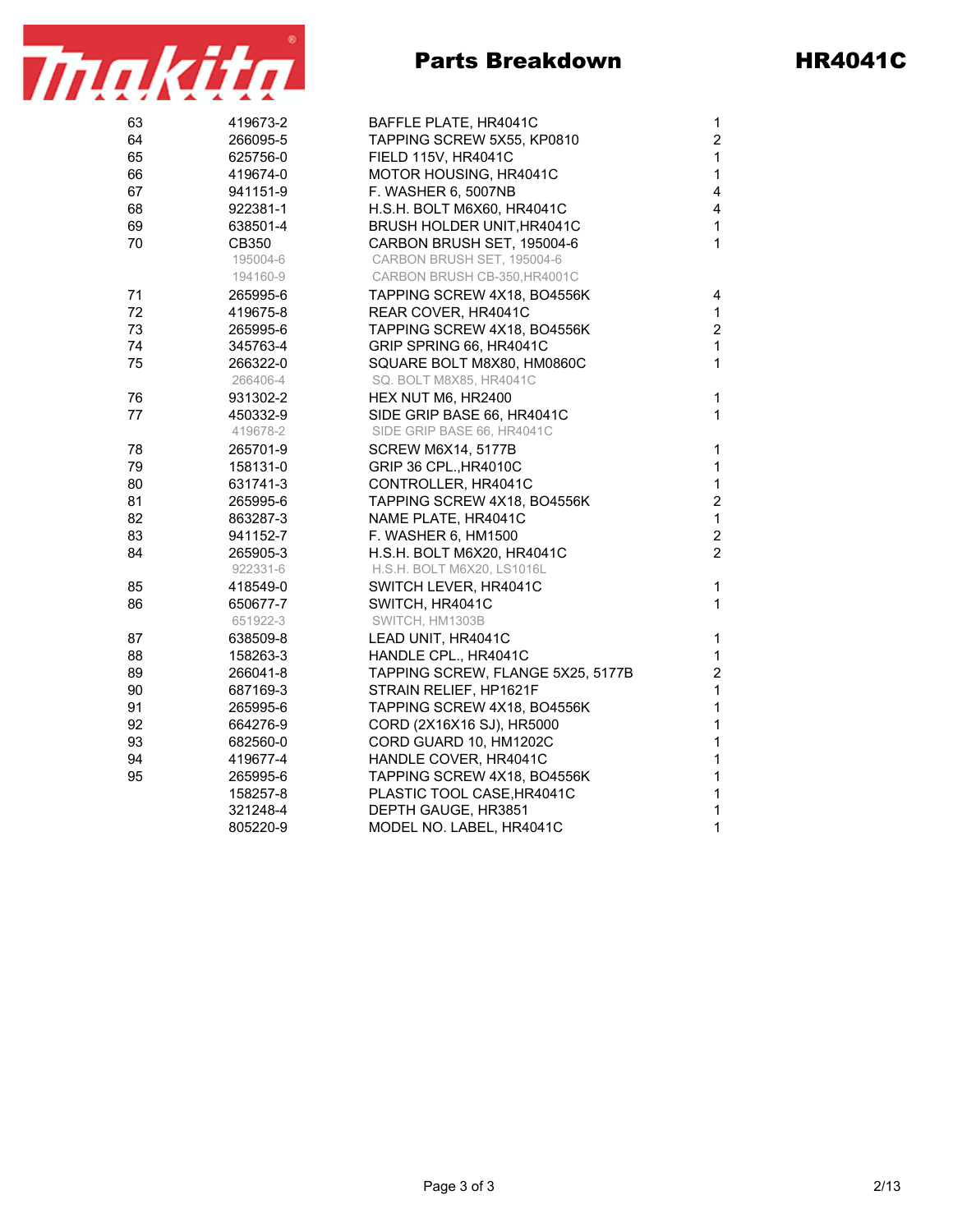# Parts Breakdown

## HR4041C

| | | | |
|---|---|---|---|
| 63 | 419673-2 | BAFFLE PLATE, HR4041C | 1 |
| 64 | 266095-5 | TAPPING SCREW 5X55, KP0810 | 2 |
| 65 | 625756-0 | FIELD 115V, HR4041C | 1 |
| 66 | 419674-0 | MOTOR HOUSING, HR4041C | 1 |
| 67 | 941151-9 | F. WASHER 6, 5007NB | 4 |
| 68 | 922381-1 | H.S.H. BOLT M6X60, HR4041C | 4 |
| 69 | 638501-4 | BRUSH HOLDER UNIT,HR4041C | 1 |
| 70 | CB350 | CARBON BRUSH SET, 195004-6 | 1 |
| | 195004-6 | CARBON BRUSH SET, 195004-6 | |
| | 194160-9 | CARBON BRUSH CB-350,HR4001C | |
| 71 | 265995-6 | TAPPING SCREW 4X18, BO4556K | 4 |
| 72 | 419675-8 | REAR COVER, HR4041C | 1 |
| 73 | 265995-6 | TAPPING SCREW 4X18, BO4556K | 2 |
| 74 | 345763-4 | GRIP SPRING 66, HR4041C | 1 |
| 75 | 266322-0 | SQUARE BOLT M8X80, HM0860C | 1 |
| | 266406-4 | SQ. BOLT M8X85, HR4041C | |
| 76 | 931302-2 | HEX NUT M6, HR2400 | 1 |
| 77 | 450332-9 | SIDE GRIP BASE 66, HR4041C | 1 |
| | 419678-2 | SIDE GRIP BASE 66, HR4041C | |
| 78 | 265701-9 | SCREW M6X14, 5177B | 1 |
| 79 | 158131-0 | GRIP 36 CPL.,HR4010C | 1 |
| 80 | 631741-3 | CONTROLLER, HR4041C | 1 |
| 81 | 265995-6 | TAPPING SCREW 4X18, BO4556K | 2 |
| 82 | 863287-3 | NAME PLATE, HR4041C | 1 |
| 83 | 941152-7 | F. WASHER 6, HM1500 | 2 |
| 84 | 265905-3 | H.S.H. BOLT M6X20, HR4041C | 2 |
| | 922331-6 | H.S.H. BOLT M6X20, LS1016L | |
| 85 | 418549-0 | SWITCH LEVER, HR4041C | 1 |
| 86 | 650677-7 | SWITCH, HR4041C | 1 |
| | 651922-3 | SWITCH, HM1303B | |
| 87 | 638509-8 | LEAD UNIT, HR4041C | 1 |
| 88 | 158263-3 | HANDLE CPL., HR4041C | 1 |
| 89 | 266041-8 | TAPPING SCREW, FLANGE 5X25, 5177B | 2 |
| 90 | 687169-3 | STRAIN RELIEF, HP1621F | 1 |
| 91 | 265995-6 | TAPPING SCREW 4X18, BO4556K | 1 |
| 92 | 664276-9 | CORD (2X16X16 SJ), HR5000 | 1 |
| 93 | 682560-0 | CORD GUARD 10, HM1202C | 1 |
| 94 | 419677-4 | HANDLE COVER, HR4041C | 1 |
| 95 | 265995-6 | TAPPING SCREW 4X18, BO4556K | 1 |
| | 158257-8 | PLASTIC TOOL CASE,HR4041C | 1 |
| | 321248-4 | DEPTH GAUGE, HR3851 | 1 |
| | 805220-9 | MODEL NO. LABEL, HR4041C | 1 |

2/13